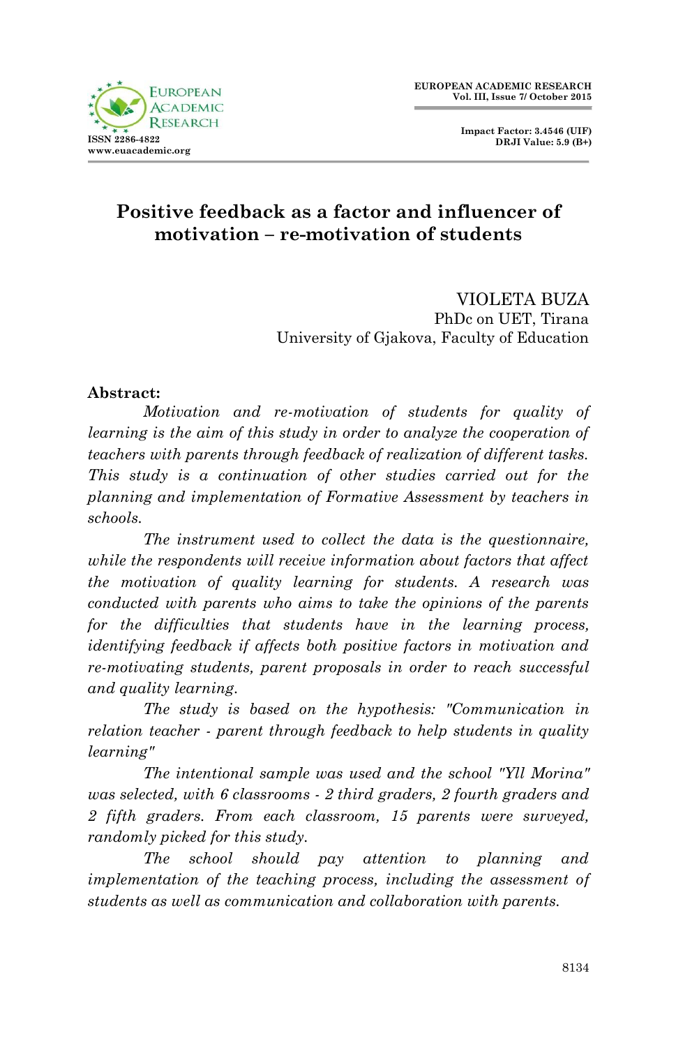# Positive feedback as a factor and influencer of motivation – re-motivation of students

VIOLETA BUZA  
PhDc on UET, Tirana  
University of Gjakova, Faculty of Education

**Abstract:**

*Motivation and re-motivation of students for quality of learning is the aim of this study in order to analyze the cooperation of teachers with parents through feedback of realization of different tasks. This study is a continuation of other studies carried out for the planning and implementation of Formative Assessment by teachers in schools.*

*The instrument used to collect the data is the questionnaire, while the respondents will receive information about factors that affect the motivation of quality learning for students. A research was conducted with parents who aims to take the opinions of the parents for the difficulties that students have in the learning process, identifying feedback if affects both positive factors in motivation and re-motivating students, parent proposals in order to reach successful and quality learning.*

*The study is based on the hypothesis: "Communication in relation teacher - parent through feedback to help students in quality learning"*

*The intentional sample was used and the school "Yll Morina" was selected, with 6 classrooms - 2 third graders, 2 fourth graders and 2 fifth graders. From each classroom, 15 parents were surveyed, randomly picked for this study.*

*The school should pay attention to planning and implementation of the teaching process, including the assessment of students as well as communication and collaboration with parents.*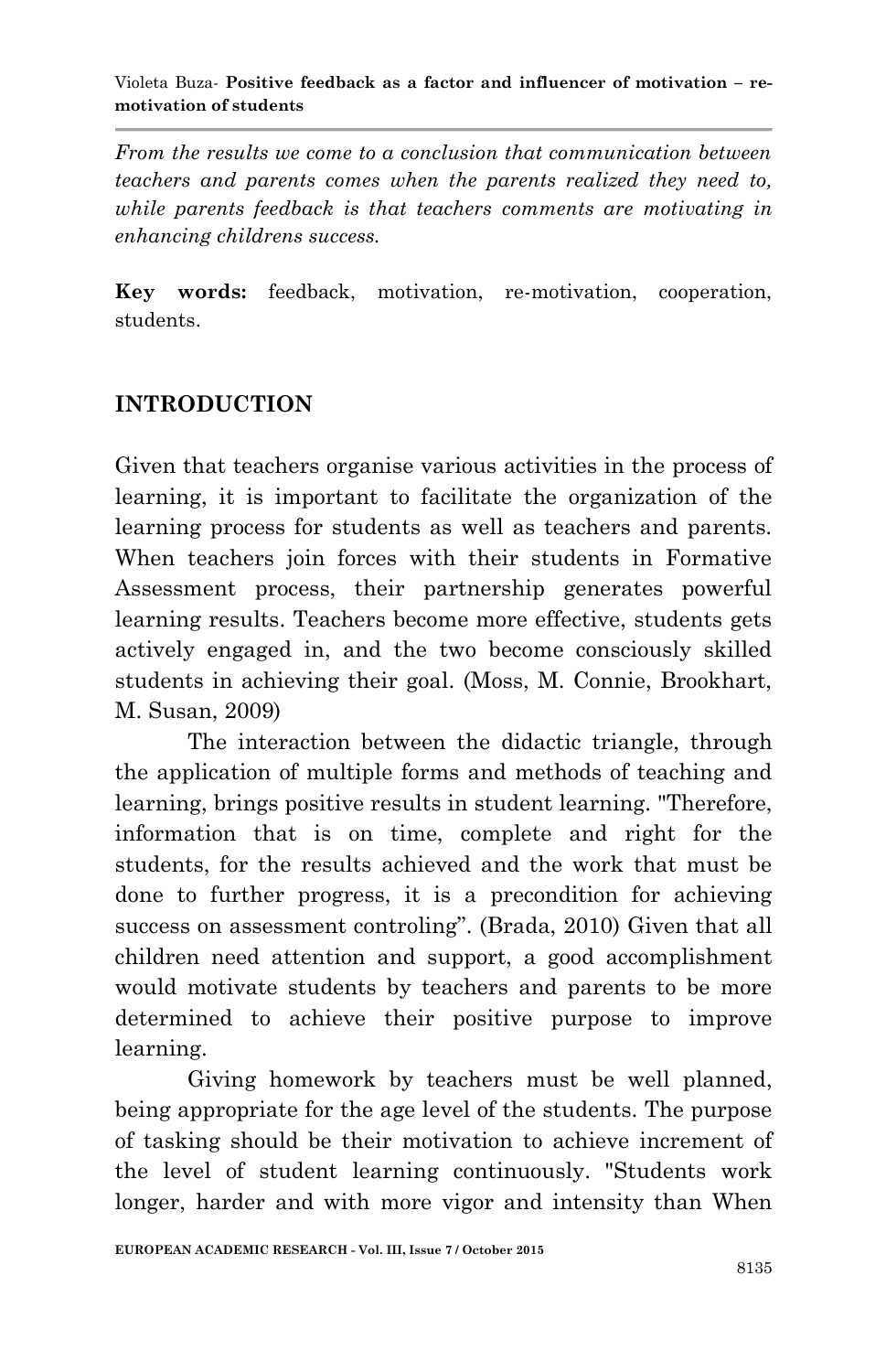*From the results we come to a conclusion that communication between teachers and parents comes when the parents realized they need to, while parents feedback is that teachers comments are motivating in enhancing childrens success.*

**Key words:** feedback, motivation, re-motivation, cooperation, students.

## INTRODUCTION

Given that teachers organise various activities in the process of learning, it is important to facilitate the organization of the learning process for students as well as teachers and parents. When teachers join forces with their students in Formative Assessment process, their partnership generates powerful learning results. Teachers become more effective, students gets actively engaged in, and the two become consciously skilled students in achieving their goal. (Moss, M. Connie, Brookhart, M. Susan, 2009)

The interaction between the didactic triangle, through the application of multiple forms and methods of teaching and learning, brings positive results in student learning. "Therefore, information that is on time, complete and right for the students, for the results achieved and the work that must be done to further progress, it is a precondition for achieving success on assessment controling". (Brada, 2010) Given that all children need attention and support, a good accomplishment would motivate students by teachers and parents to be more determined to achieve their positive purpose to improve learning.

Giving homework by teachers must be well planned, being appropriate for the age level of the students. The purpose of tasking should be their motivation to achieve increment of the level of student learning continuously. "Students work longer, harder and with more vigor and intensity than When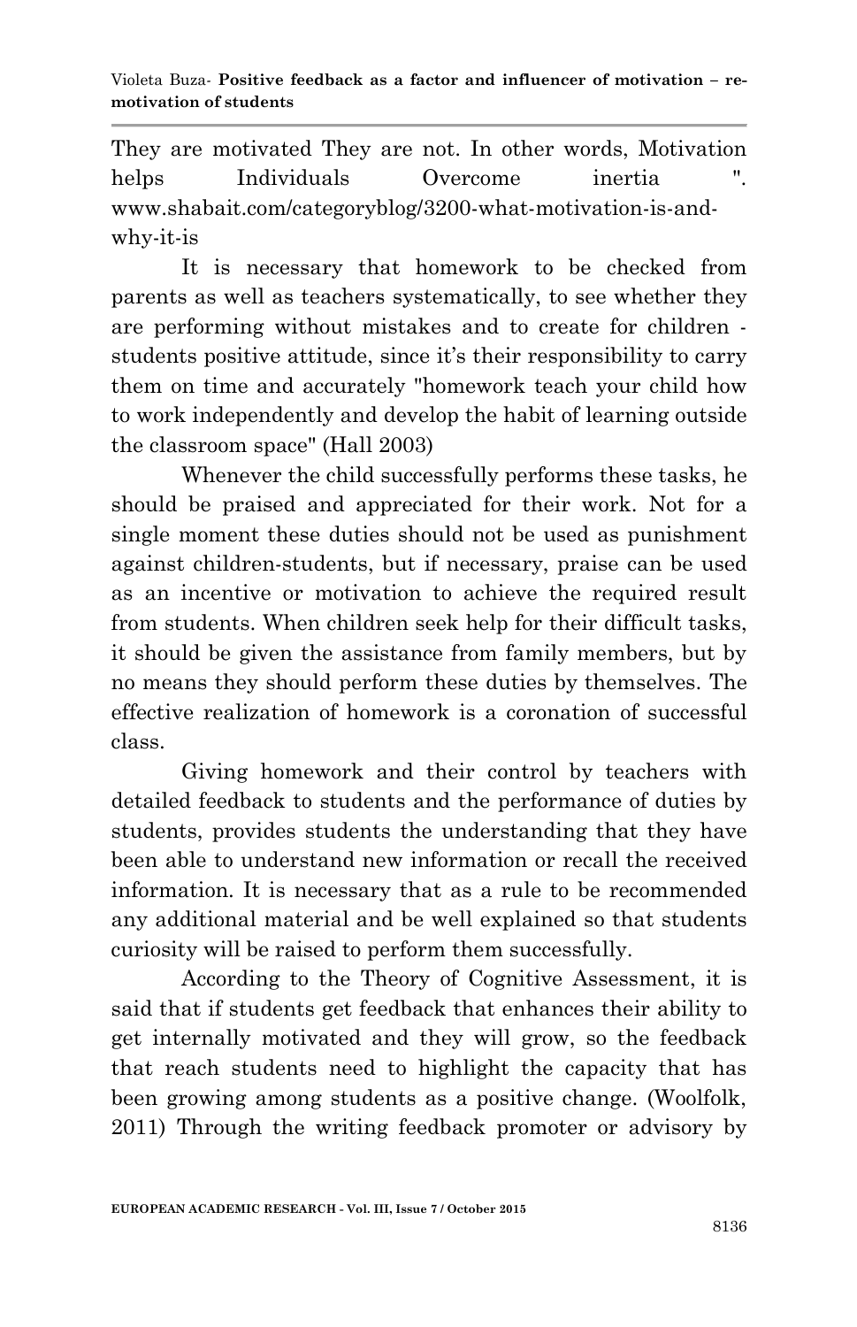They are motivated They are not. In other words, Motivation helps Individuals Overcome inertia ". www.shabait.com/categoryblog/3200-what-motivation-is-and-why-it-is

It is necessary that homework to be checked from parents as well as teachers systematically, to see whether they are performing without mistakes and to create for children - students positive attitude, since it's their responsibility to carry them on time and accurately "homework teach your child how to work independently and develop the habit of learning outside the classroom space" (Hall 2003)

Whenever the child successfully performs these tasks, he should be praised and appreciated for their work. Not for a single moment these duties should not be used as punishment against children-students, but if necessary, praise can be used as an incentive or motivation to achieve the required result from students. When children seek help for their difficult tasks, it should be given the assistance from family members, but by no means they should perform these duties by themselves. The effective realization of homework is a coronation of successful class.

Giving homework and their control by teachers with detailed feedback to students and the performance of duties by students, provides students the understanding that they have been able to understand new information or recall the received information. It is necessary that as a rule to be recommended any additional material and be well explained so that students curiosity will be raised to perform them successfully.

According to the Theory of Cognitive Assessment, it is said that if students get feedback that enhances their ability to get internally motivated and they will grow, so the feedback that reach students need to highlight the capacity that has been growing among students as a positive change. (Woolfolk, 2011) Through the writing feedback promoter or advisory by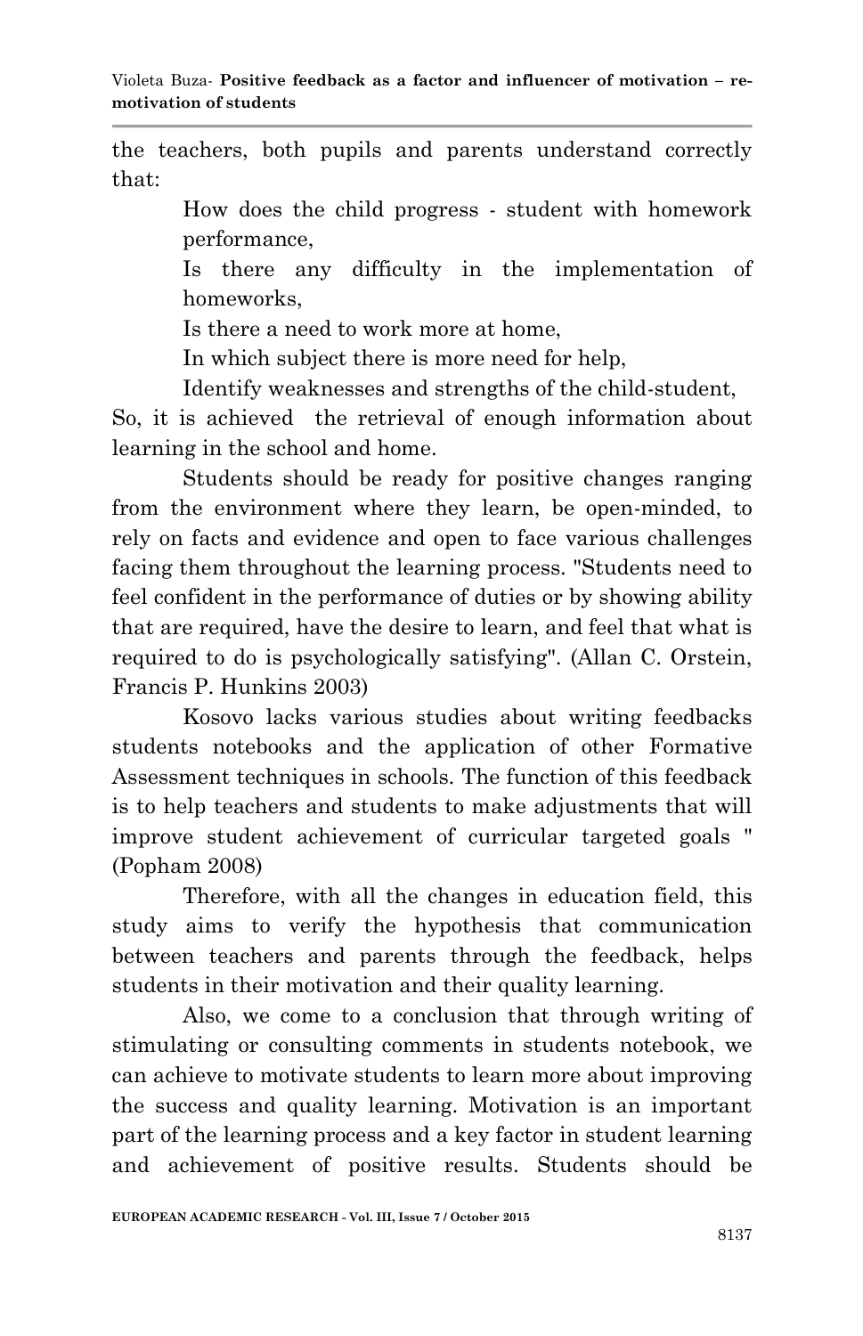the teachers, both pupils and parents understand correctly that:

How does the child progress - student with homework performance,

Is there any difficulty in the implementation of homeworks,

Is there a need to work more at home,

In which subject there is more need for help,

Identify weaknesses and strengths of the child-student,

So, it is achieved the retrieval of enough information about learning in the school and home.

Students should be ready for positive changes ranging from the environment where they learn, be open-minded, to rely on facts and evidence and open to face various challenges facing them throughout the learning process. "Students need to feel confident in the performance of duties or by showing ability that are required, have the desire to learn, and feel that what is required to do is psychologically satisfying". (Allan C. Orstein, Francis P. Hunkins 2003)

Kosovo lacks various studies about writing feedbacks students notebooks and the application of other Formative Assessment techniques in schools. The function of this feedback is to help teachers and students to make adjustments that will improve student achievement of curricular targeted goals " (Popham 2008)

Therefore, with all the changes in education field, this study aims to verify the hypothesis that communication between teachers and parents through the feedback, helps students in their motivation and their quality learning.

Also, we come to a conclusion that through writing of stimulating or consulting comments in students notebook, we can achieve to motivate students to learn more about improving the success and quality learning. Motivation is an important part of the learning process and a key factor in student learning and achievement of positive results. Students should be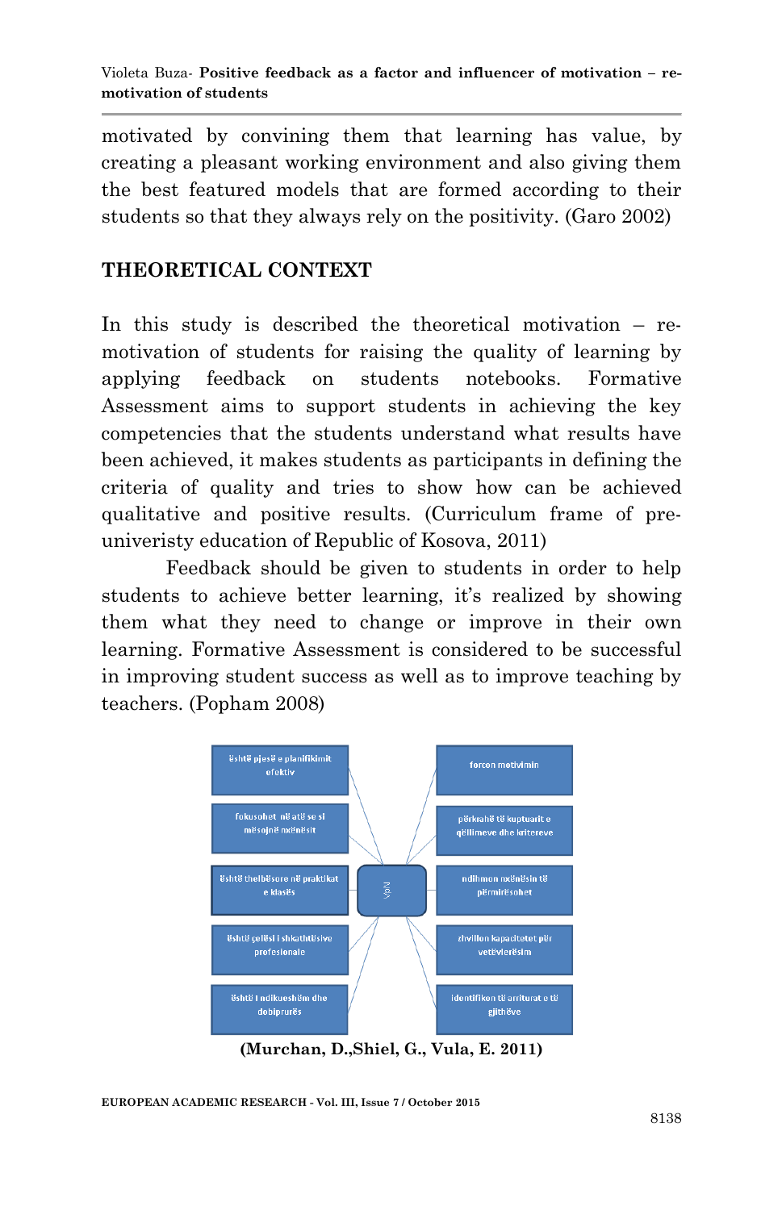motivated by convining them that learning has value, by creating a pleasant working environment and also giving them the best featured models that are formed according to their students so that they always rely on the positivity. (Garo 2002)

## THEORETICAL CONTEXT

In this study is described the theoretical motivation – re-motivation of students for raising the quality of learning by applying feedback on students notebooks. Formative Assessment aims to support students in achieving the key competencies that the students understand what results have been achieved, it makes students as participants in defining the criteria of quality and tries to show how can be achieved qualitative and positive results. (Curriculum frame of pre-univeristy education of Republic of Kosova, 2011)

Feedback should be given to students in order to help students to achieve better learning, it's realized by showing them what they need to change or improve in their own learning. Formative Assessment is considered to be successful in improving student success as well as to improve teaching by teachers. (Popham 2008)

VjN

- është pjesë e planifikimit efektiv
- fokusohet në atë se si mësojnë nxënësit
- është thelbësore në praktikat e klasës
- është çelësi i shkathtësive profesionale
- është i ndikueshëm dhe dobiprurës
- forcon motivimin
- përkrahë të kuptuarit e qëllimeve dhe kritereve
- ndihmon nxënësin të përmirësohet
- zhvillon kapacitetet për vetëvlerësim
- identifikon të arriturat e të gjithëve

**(Murchan, D.,Shiel, G., Vula, E. 2011)**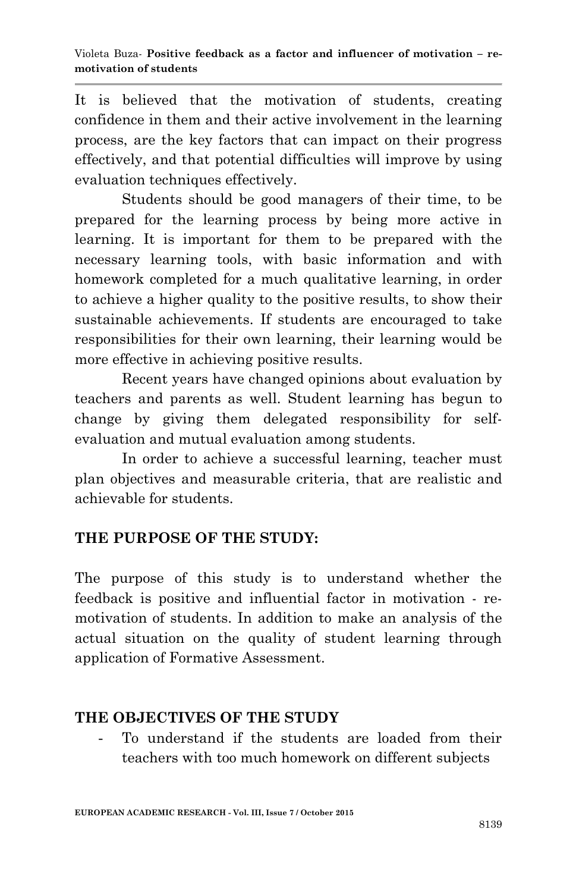It is believed that the motivation of students, creating confidence in them and their active involvement in the learning process, are the key factors that can impact on their progress effectively, and that potential difficulties will improve by using evaluation techniques effectively.

Students should be good managers of their time, to be prepared for the learning process by being more active in learning. It is important for them to be prepared with the necessary learning tools, with basic information and with homework completed for a much qualitative learning, in order to achieve a higher quality to the positive results, to show their sustainable achievements. If students are encouraged to take responsibilities for their own learning, their learning would be more effective in achieving positive results.

Recent years have changed opinions about evaluation by teachers and parents as well. Student learning has begun to change by giving them delegated responsibility for self-evaluation and mutual evaluation among students.

In order to achieve a successful learning, teacher must plan objectives and measurable criteria, that are realistic and achievable for students.

## THE PURPOSE OF THE STUDY:

The purpose of this study is to understand whether the feedback is positive and influential factor in motivation - re-motivation of students. In addition to make an analysis of the actual situation on the quality of student learning through application of Formative Assessment.

## THE OBJECTIVES OF THE STUDY

- To understand if the students are loaded from their teachers with too much homework on different subjects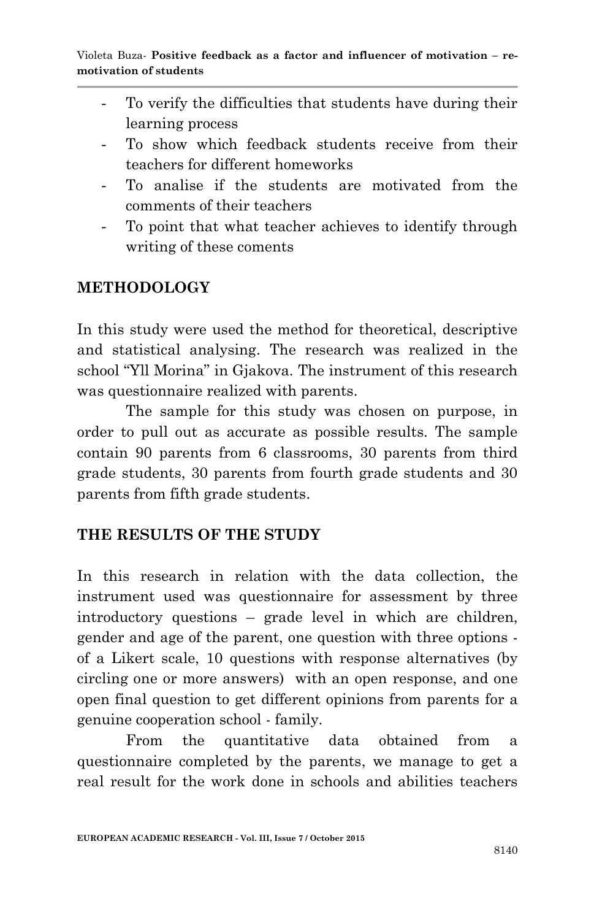- To verify the difficulties that students have during their learning process
- To show which feedback students receive from their teachers for different homeworks
- To analise if the students are motivated from the comments of their teachers
- To point that what teacher achieves to identify through writing of these coments

## METHODOLOGY

In this study were used the method for theoretical, descriptive and statistical analysing. The research was realized in the school "Yll Morina" in Gjakova. The instrument of this research was questionnaire realized with parents.

The sample for this study was chosen on purpose, in order to pull out as accurate as possible results. The sample contain 90 parents from 6 classrooms, 30 parents from third grade students, 30 parents from fourth grade students and 30 parents from fifth grade students.

## THE RESULTS OF THE STUDY

In this research in relation with the data collection, the instrument used was questionnaire for assessment by three introductory questions – grade level in which are children, gender and age of the parent, one question with three options - of a Likert scale, 10 questions with response alternatives (by circling one or more answers) with an open response, and one open final question to get different opinions from parents for a genuine cooperation school - family.

From the quantitative data obtained from a questionnaire completed by the parents, we manage to get a real result for the work done in schools and abilities teachers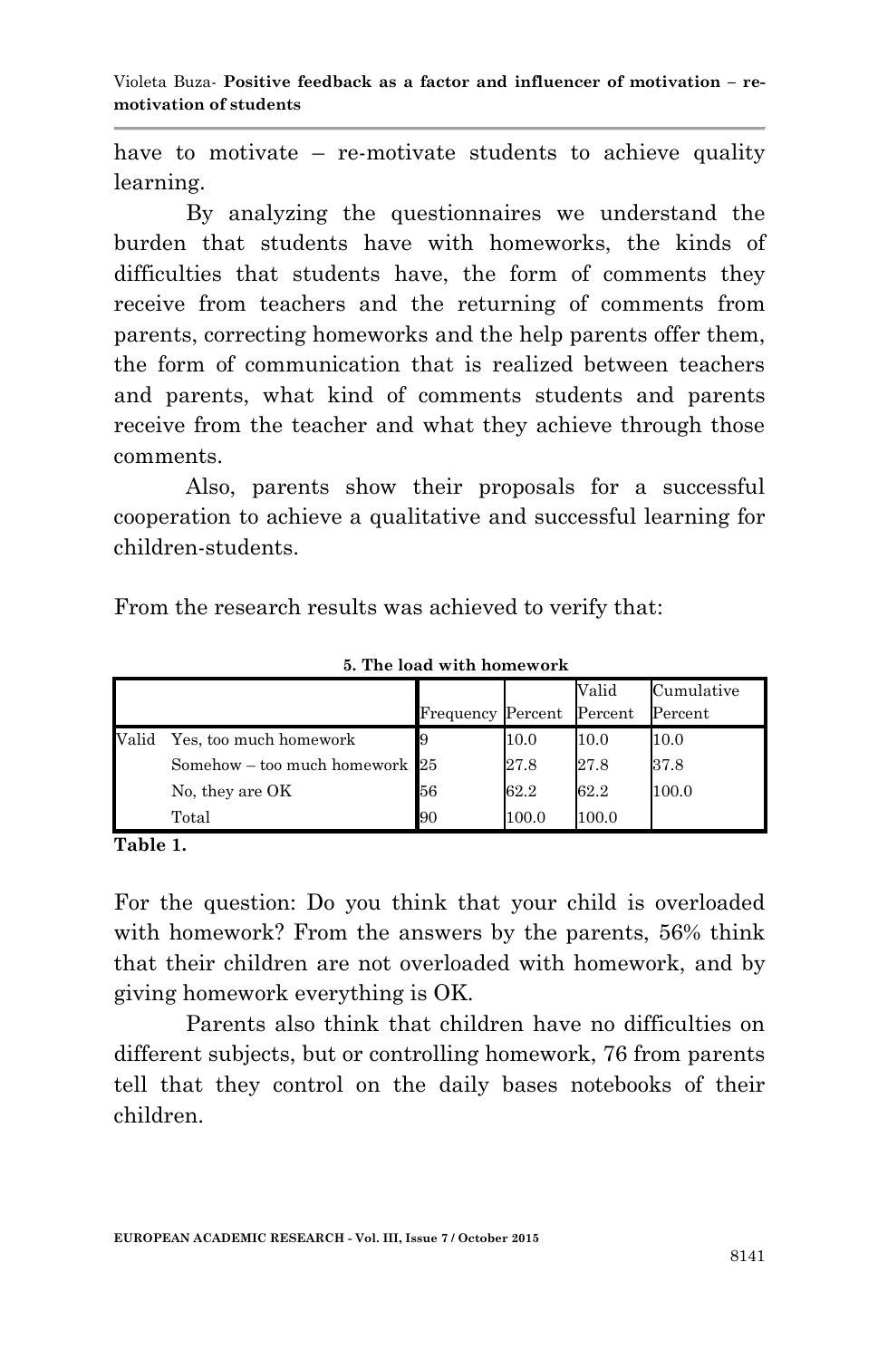have to motivate – re-motivate students to achieve quality learning.

By analyzing the questionnaires we understand the burden that students have with homeworks, the kinds of difficulties that students have, the form of comments they receive from teachers and the returning of comments from parents, correcting homeworks and the help parents offer them, the form of communication that is realized between teachers and parents, what kind of comments students and parents receive from the teacher and what they achieve through those comments.

Also, parents show their proposals for a successful cooperation to achieve a qualitative and successful learning for children-students.

From the research results was achieved to verify that:

**5. The load with homework**

| | | Frequency | Percent | Valid Percent | Cumulative Percent |
|---|---|---|---|---|---|
| Valid | Yes, too much homework | 9 | 10.0 | 10.0 | 10.0 |
| | Somehow – too much homework | 25 | 27.8 | 27.8 | 37.8 |
| | No, they are OK | 56 | 62.2 | 62.2 | 100.0 |
| | Total | 90 | 100.0 | 100.0 | |

**Table 1.**

For the question: Do you think that your child is overloaded with homework? From the answers by the parents, 56% think that their children are not overloaded with homework, and by giving homework everything is OK.

Parents also think that children have no difficulties on different subjects, but or controlling homework, 76 from parents tell that they control on the daily bases notebooks of their children.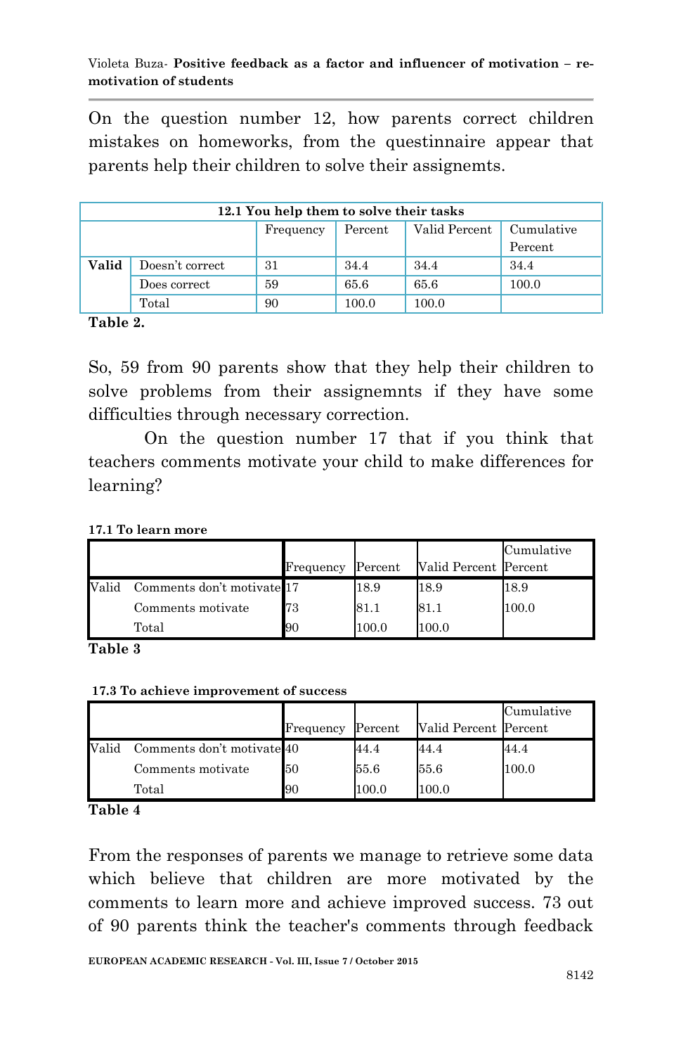On the question number 12, how parents correct children mistakes on homeworks, from the questinnaire appear that parents help their children to solve their assignemts.

| **12.1 You help them to solve their tasks** | | | | | |
|---|---|---|---|---|---|
| | | Frequency | Percent | Valid Percent | Cumulative Percent |
| **Valid** | Doesn't correct | 31 | 34.4 | 34.4 | 34.4 |
| | Does correct | 59 | 65.6 | 65.6 | 100.0 |
| | Total | 90 | 100.0 | 100.0 | |

**Table 2.**

So, 59 from 90 parents show that they help their children to solve problems from their assignemnts if they have some difficulties through necessary correction.

On the question number 17 that if you think that teachers comments motivate your child to make differences for learning?

**17.1 To learn more**

| | | Frequency | Percent | Valid Percent | Cumulative Percent |
|---|---|---|---|---|---|
| Valid | Comments don't motivate | 17 | 18.9 | 18.9 | 18.9 |
| | Comments motivate | 73 | 81.1 | 81.1 | 100.0 |
| | Total | 90 | 100.0 | 100.0 | |

**Table 3**

**17.3 To achieve improvement of success**

| | | Frequency | Percent | Valid Percent | Cumulative Percent |
|---|---|---|---|---|---|
| Valid | Comments don't motivate | 40 | 44.4 | 44.4 | 44.4 |
| | Comments motivate | 50 | 55.6 | 55.6 | 100.0 |
| | Total | 90 | 100.0 | 100.0 | |

**Table 4**

From the responses of parents we manage to retrieve some data which believe that children are more motivated by the comments to learn more and achieve improved success. 73 out of 90 parents think the teacher's comments through feedback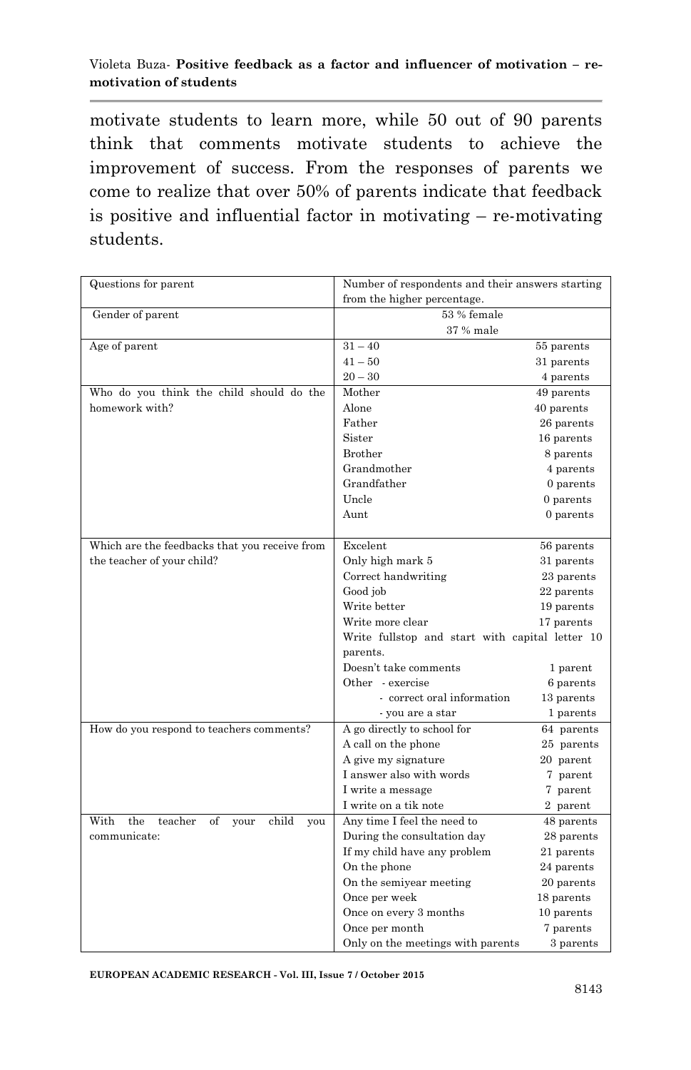motivate students to learn more, while 50 out of 90 parents think that comments motivate students to achieve the improvement of success. From the responses of parents we come to realize that over 50% of parents indicate that feedback is positive and influential factor in motivating – re-motivating students.

| Questions for parent | Number of respondents and their answers starting from the higher percentage. | |
|---|---|---|
| Gender of parent | 53 % female<br>37 % male | |
| Age of parent | 31 – 40 | 55 parents |
| | 41 – 50 | 31 parents |
| | 20 – 30 | 4 parents |
| Who do you think the child should do the homework with? | Mother | 49 parents |
| | Alone | 40 parents |
| | Father | 26 parents |
| | Sister | 16 parents |
| | Brother | 8 parents |
| | Grandmother | 4 parents |
| | Grandfather | 0 parents |
| | Uncle | 0 parents |
| | Aunt | 0 parents |
| Which are the feedbacks that you receive from the teacher of your child? | Excelent | 56 parents |
| | Only high mark 5 | 31 parents |
| | Correct handwriting | 23 parents |
| | Good job | 22 parents |
| | Write better | 19 parents |
| | Write more clear | 17 parents |
| | Write fullstop and start with capital letter 10 parents. | |
| | Doesn't take comments | 1 parent |
| | Other - exercise | 6 parents |
| | - correct oral information | 13 parents |
| | - you are a star | 1 parents |
| How do you respond to teachers comments? | A go directly to school for | 64 parents |
| | A call on the phone | 25 parents |
| | A give my signature | 20 parent |
| | I answer also with words | 7 parent |
| | I write a message | 7 parent |
| | I write on a tik note | 2 parent |
| With the teacher of your child you communicate: | Any time I feel the need to | 48 parents |
| | During the consultation day | 28 parents |
| | If my child have any problem | 21 parents |
| | On the phone | 24 parents |
| | On the semiyear meeting | 20 parents |
| | Once per week | 18 parents |
| | Once on every 3 months | 10 parents |
| | Once per month | 7 parents |
| | Only on the meetings with parents | 3 parents |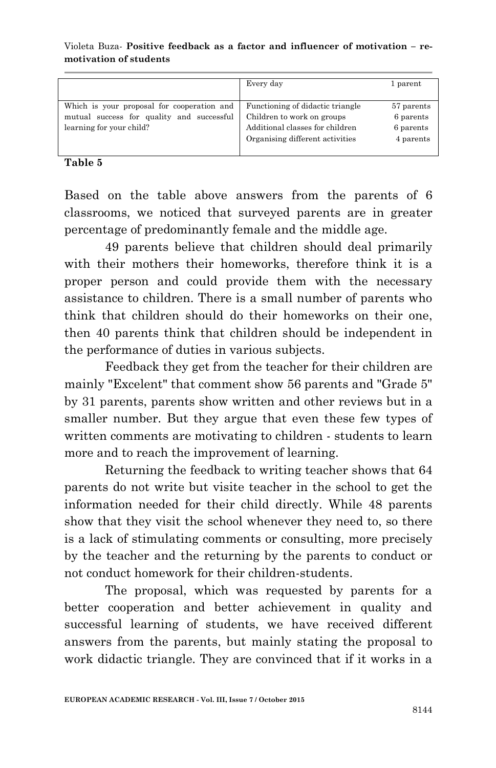| | | |
|---|---|---|
| | Every day | 1 parent |
| Which is your proposal for cooperation and mutual success for quality and successful learning for your child? | Functioning of didactic triangle<br>Children to work on groups<br>Additional classes for children<br>Organising different activities | 57 parents<br>6 parents<br>6 parents<br>4 parents |

**Table 5**

Based on the table above answers from the parents of 6 classrooms, we noticed that surveyed parents are in greater percentage of predominantly female and the middle age.

49 parents believe that children should deal primarily with their mothers their homeworks, therefore think it is a proper person and could provide them with the necessary assistance to children. There is a small number of parents who think that children should do their homeworks on their one, then 40 parents think that children should be independent in the performance of duties in various subjects.

Feedback they get from the teacher for their children are mainly "Excelent" that comment show 56 parents and "Grade 5" by 31 parents, parents show written and other reviews but in a smaller number. But they argue that even these few types of written comments are motivating to children - students to learn more and to reach the improvement of learning.

Returning the feedback to writing teacher shows that 64 parents do not write but visite teacher in the school to get the information needed for their child directly. While 48 parents show that they visit the school whenever they need to, so there is a lack of stimulating comments or consulting, more precisely by the teacher and the returning by the parents to conduct or not conduct homework for their children-students.

The proposal, which was requested by parents for a better cooperation and better achievement in quality and successful learning of students, we have received different answers from the parents, but mainly stating the proposal to work didactic triangle. They are convinced that if it works in a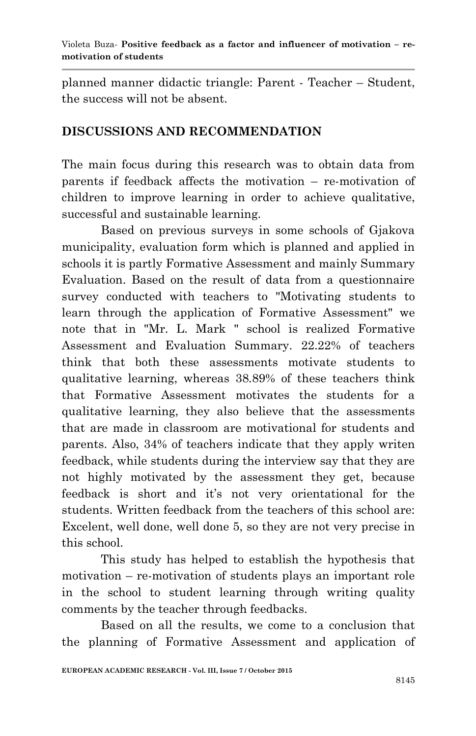planned manner didactic triangle: Parent - Teacher – Student, the success will not be absent.

## DISCUSSIONS AND RECOMMENDATION

The main focus during this research was to obtain data from parents if feedback affects the motivation – re-motivation of children to improve learning in order to achieve qualitative, successful and sustainable learning.

Based on previous surveys in some schools of Gjakova municipality, evaluation form which is planned and applied in schools it is partly Formative Assessment and mainly Summary Evaluation. Based on the result of data from a questionnaire survey conducted with teachers to "Motivating students to learn through the application of Formative Assessment" we note that in "Mr. L. Mark " school is realized Formative Assessment and Evaluation Summary. 22.22% of teachers think that both these assessments motivate students to qualitative learning, whereas 38.89% of these teachers think that Formative Assessment motivates the students for a qualitative learning, they also believe that the assessments that are made in classroom are motivational for students and parents. Also, 34% of teachers indicate that they apply writen feedback, while students during the interview say that they are not highly motivated by the assessment they get, because feedback is short and it's not very orientational for the students. Written feedback from the teachers of this school are: Excelent, well done, well done 5, so they are not very precise in this school.

This study has helped to establish the hypothesis that motivation – re-motivation of students plays an important role in the school to student learning through writing quality comments by the teacher through feedbacks.

Based on all the results, we come to a conclusion that the planning of Formative Assessment and application of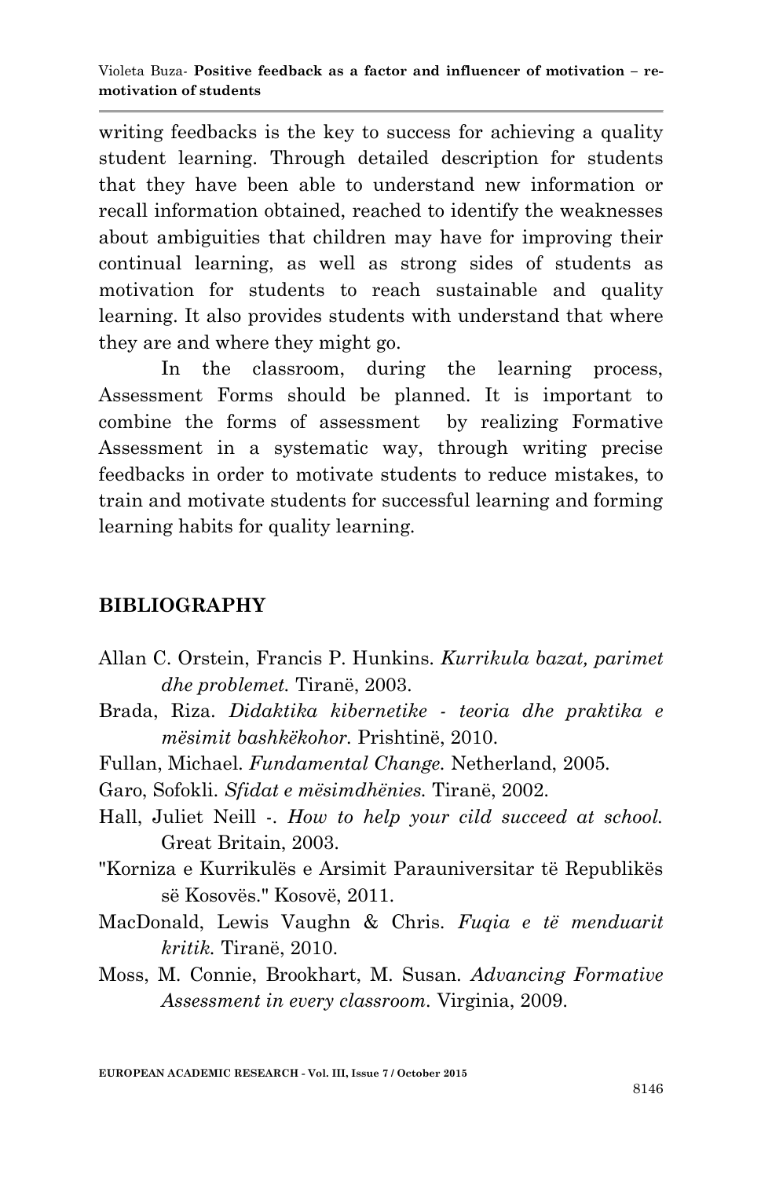writing feedbacks is the key to success for achieving a quality student learning. Through detailed description for students that they have been able to understand new information or recall information obtained, reached to identify the weaknesses about ambiguities that children may have for improving their continual learning, as well as strong sides of students as motivation for students to reach sustainable and quality learning. It also provides students with understand that where they are and where they might go.

In the classroom, during the learning process, Assessment Forms should be planned. It is important to combine the forms of assessment by realizing Formative Assessment in a systematic way, through writing precise feedbacks in order to motivate students to reduce mistakes, to train and motivate students for successful learning and forming learning habits for quality learning.

## BIBLIOGRAPHY

Allan C. Orstein, Francis P. Hunkins. *Kurrikula bazat, parimet dhe problemet.* Tiranë, 2003.

Brada, Riza. *Didaktika kibernetike - teoria dhe praktika e mësimit bashkëkohor.* Prishtinë, 2010.

Fullan, Michael. *Fundamental Change.* Netherland, 2005.

Garo, Sofokli. *Sfidat e mësimdhënies.* Tiranë, 2002.

Hall, Juliet Neill -. *How to help your cild succeed at school.* Great Britain, 2003.

"Korniza e Kurrikulës e Arsimit Parauniversitar të Republikës së Kosovës." Kosovë, 2011.

MacDonald, Lewis Vaughn & Chris. *Fuqia e të menduarit kritik.* Tiranë, 2010.

Moss, M. Connie, Brookhart, M. Susan. *Advancing Formative Assessment in every classroom.* Virginia, 2009.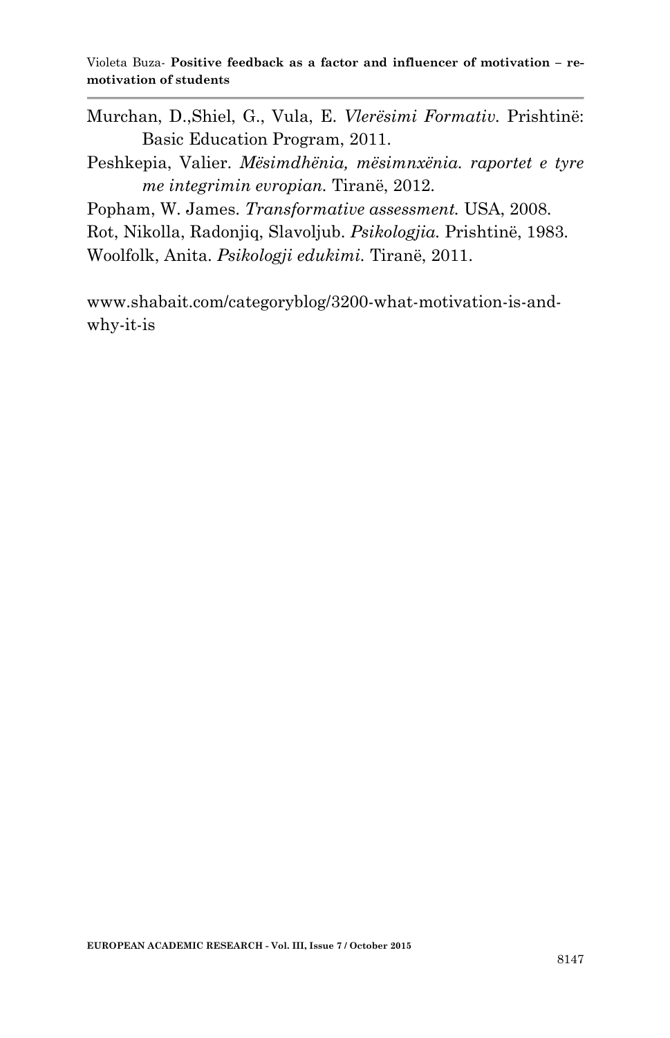Murchan, D.,Shiel, G., Vula, E. *Vlerësimi Formativ.* Prishtinë: Basic Education Program, 2011.

Peshkepia, Valier. *Mësimdhënia, mësimnxënia. raportet e tyre me integrimin evropian.* Tiranë, 2012.

Popham, W. James. *Transformative assessment.* USA, 2008.

Rot, Nikolla, Radonjiq, Slavoljub. *Psikologjia.* Prishtinë, 1983.

Woolfolk, Anita. *Psikologji edukimi.* Tiranë, 2011.

www.shabait.com/categoryblog/3200-what-motivation-is-and-why-it-is